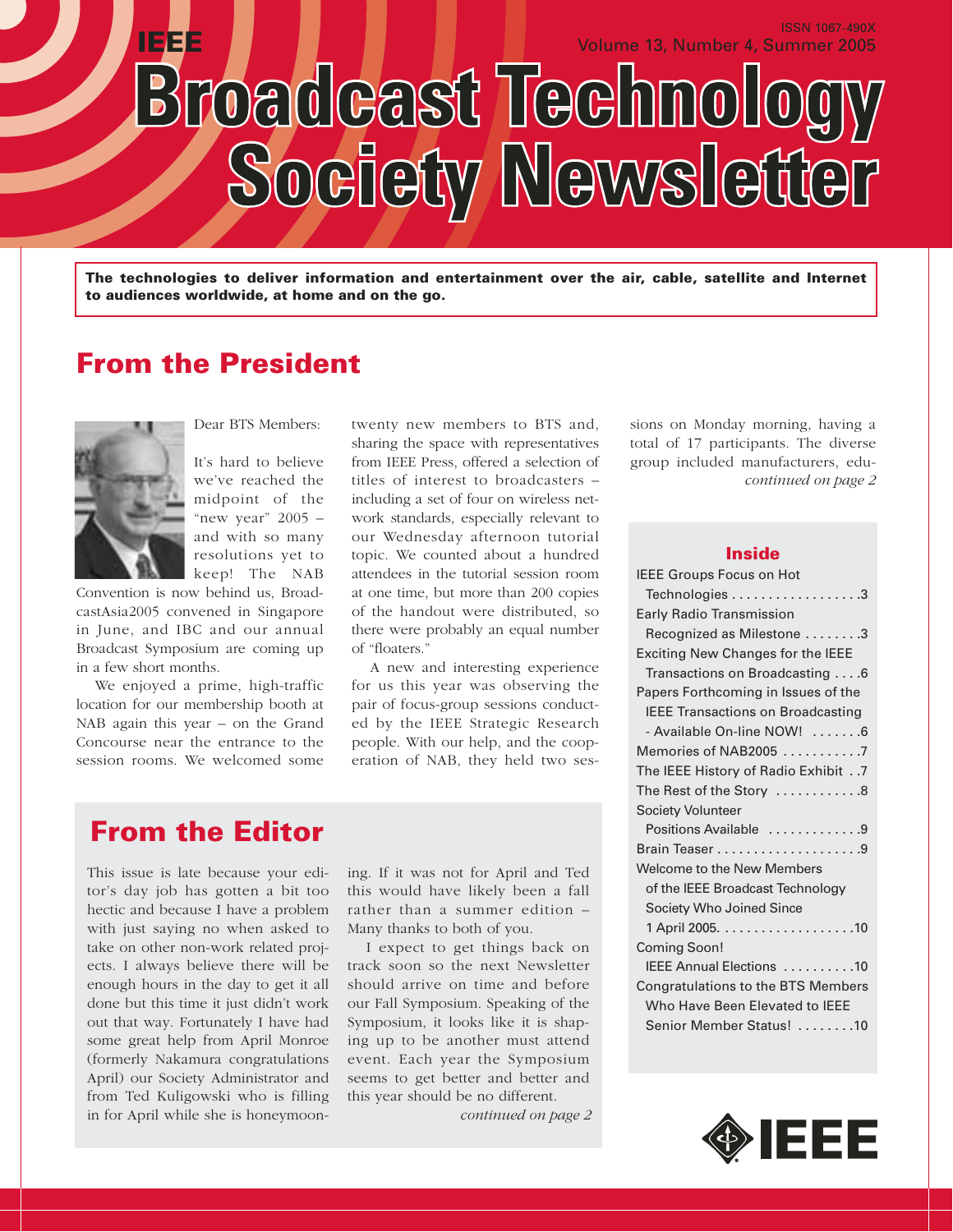# IEEE Broadcast Technology Society Newsletter

ISSN 1067-490X
Volume 13, Number 4, Summer 2005

**The technologies to deliver information and entertainment over the air, cable, satellite and Internet to audiences worldwide, at home and on the go.**

## From the President

Dear BTS Members:

It's hard to believe we've reached the midpoint of the "new year" 2005 – and with so many resolutions yet to keep! The NAB Convention is now behind us, BroadcastAsia2005 convened in Singapore in June, and IBC and our annual Broadcast Symposium are coming up in a few short months.

We enjoyed a prime, high-traffic location for our membership booth at NAB again this year – on the Grand Concourse near the entrance to the session rooms. We welcomed some twenty new members to BTS and, sharing the space with representatives from IEEE Press, offered a selection of titles of interest to broadcasters – including a set of four on wireless network standards, especially relevant to our Wednesday afternoon tutorial topic. We counted about a hundred attendees in the tutorial session room at one time, but more than 200 copies of the handout were distributed, so there were probably an equal number of "floaters."

A new and interesting experience for us this year was observing the pair of focus-group sessions conducted by the IEEE Strategic Research people. With our help, and the cooperation of NAB, they held two sessions on Monday morning, having a total of 17 participants. The diverse group included manufacturers, edu-

*continued on page 2*

## From the Editor

This issue is late because your editor's day job has gotten a bit too hectic and because I have a problem with just saying no when asked to take on other non-work related projects. I always believe there will be enough hours in the day to get it all done but this time it just didn't work out that way. Fortunately I have had some great help from April Monroe (formerly Nakamura congratulations April) our Society Administrator and from Ted Kuligowski who is filling in for April while she is honeymooning. If it was not for April and Ted this would have likely been a fall rather than a summer edition – Many thanks to both of you.

I expect to get things back on track soon so the next Newsletter should arrive on time and before our Fall Symposium. Speaking of the Symposium, it looks like it is shaping up to be another must attend event. Each year the Symposium seems to get better and better and this year should be no different.

*continued on page 2*

## Inside

- IEEE Groups Focus on Hot Technologies . . . . . 3
- Early Radio Transmission Recognized as Milestone . . . . . 3
- Exciting New Changes for the IEEE Transactions on Broadcasting . . . . 6
- Papers Forthcoming in Issues of the IEEE Transactions on Broadcasting - Available On-line NOW! . . . . . 6
- Memories of NAB2005 . . . . . 7
- The IEEE History of Radio Exhibit . . 7
- The Rest of the Story . . . . . 8
- Society Volunteer Positions Available . . . . . 9
- Brain Teaser . . . . . 9
- Welcome to the New Members of the IEEE Broadcast Technology Society Who Joined Since 1 April 2005. . . . . . 10
- Coming Soon! IEEE Annual Elections . . . . . 10
- Congratulations to the BTS Members Who Have Been Elevated to IEEE Senior Member Status! . . . . . 10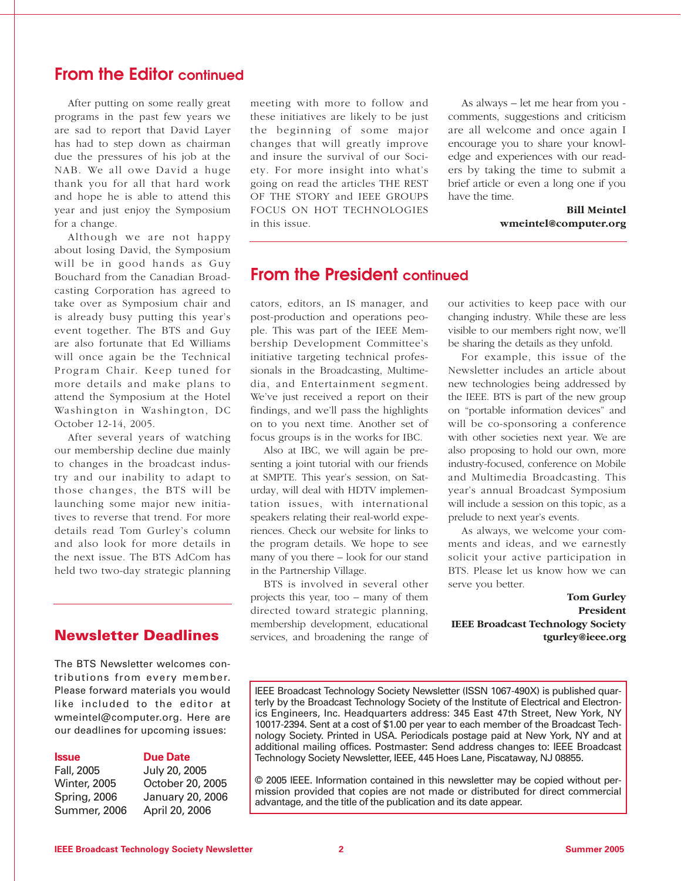## From the Editor continued

After putting on some really great programs in the past few years we are sad to report that David Layer has had to step down as chairman due the pressures of his job at the NAB. We all owe David a huge thank you for all that hard work and hope he is able to attend this year and just enjoy the Symposium for a change.

Although we are not happy about losing David, the Symposium will be in good hands as Guy Bouchard from the Canadian Broadcasting Corporation has agreed to take over as Symposium chair and is already busy putting this year's event together. The BTS and Guy are also fortunate that Ed Williams will once again be the Technical Program Chair. Keep tuned for more details and make plans to attend the Symposium at the Hotel Washington in Washington, DC October 12-14, 2005.

After several years of watching our membership decline due mainly to changes in the broadcast industry and our inability to adapt to those changes, the BTS will be launching some major new initiatives to reverse that trend. For more details read Tom Gurley's column and also look for more details in the next issue. The BTS AdCom has held two two-day strategic planning meeting with more to follow and these initiatives are likely to be just the beginning of some major changes that will greatly improve and insure the survival of our Society. For more insight into what's going on read the articles THE REST OF THE STORY and IEEE GROUPS FOCUS ON HOT TECHNOLOGIES in this issue.

As always – let me hear from you - comments, suggestions and criticism are all welcome and once again I encourage you to share your knowledge and experiences with our readers by taking the time to submit a brief article or even a long one if you have the time.

**Bill Meintel**
**wmeintel@computer.org**

## From the President continued

cators, editors, an IS manager, and post-production and operations people. This was part of the IEEE Membership Development Committee's initiative targeting technical professionals in the Broadcasting, Multimedia, and Entertainment segment. We've just received a report on their findings, and we'll pass the highlights on to you next time. Another set of focus groups is in the works for IBC.

Also at IBC, we will again be presenting a joint tutorial with our friends at SMPTE. This year's session, on Saturday, will deal with HDTV implementation issues, with international speakers relating their real-world experiences. Check our website for links to the program details. We hope to see many of you there – look for our stand in the Partnership Village.

BTS is involved in several other projects this year, too – many of them directed toward strategic planning, membership development, educational services, and broadening the range of our activities to keep pace with our changing industry. While these are less visible to our members right now, we'll be sharing the details as they unfold.

For example, this issue of the Newsletter includes an article about new technologies being addressed by the IEEE. BTS is part of the new group on "portable information devices" and will be co-sponsoring a conference with other societies next year. We are also proposing to hold our own, more industry-focused, conference on Mobile and Multimedia Broadcasting. This year's annual Broadcast Symposium will include a session on this topic, as a prelude to next year's events.

As always, we welcome your comments and ideas, and we earnestly solicit your active participation in BTS. Please let us know how we can serve you better.

**Tom Gurley**
**President**
**IEEE Broadcast Technology Society**
**tgurley@ieee.org**

## Newsletter Deadlines

The BTS Newsletter welcomes contributions from every member. Please forward materials you would like included to the editor at wmeintel@computer.org. Here are our deadlines for upcoming issues:

| Issue | Due Date |
|---|---|
| Fall, 2005 | July 20, 2005 |
| Winter, 2005 | October 20, 2005 |
| Spring, 2006 | January 20, 2006 |
| Summer, 2006 | April 20, 2006 |

IEEE Broadcast Technology Society Newsletter (ISSN 1067-490X) is published quarterly by the Broadcast Technology Society of the Institute of Electrical and Electronics Engineers, Inc. Headquarters address: 345 East 47th Street, New York, NY 10017-2394. Sent at a cost of $1.00 per year to each member of the Broadcast Technology Society. Printed in USA. Periodicals postage paid at New York, NY and at additional mailing offices. Postmaster: Send address changes to: IEEE Broadcast Technology Society Newsletter, IEEE, 445 Hoes Lane, Piscataway, NJ 08855.

© 2005 IEEE. Information contained in this newsletter may be copied without permission provided that copies are not made or distributed for direct commercial advantage, and the title of the publication and its date appear.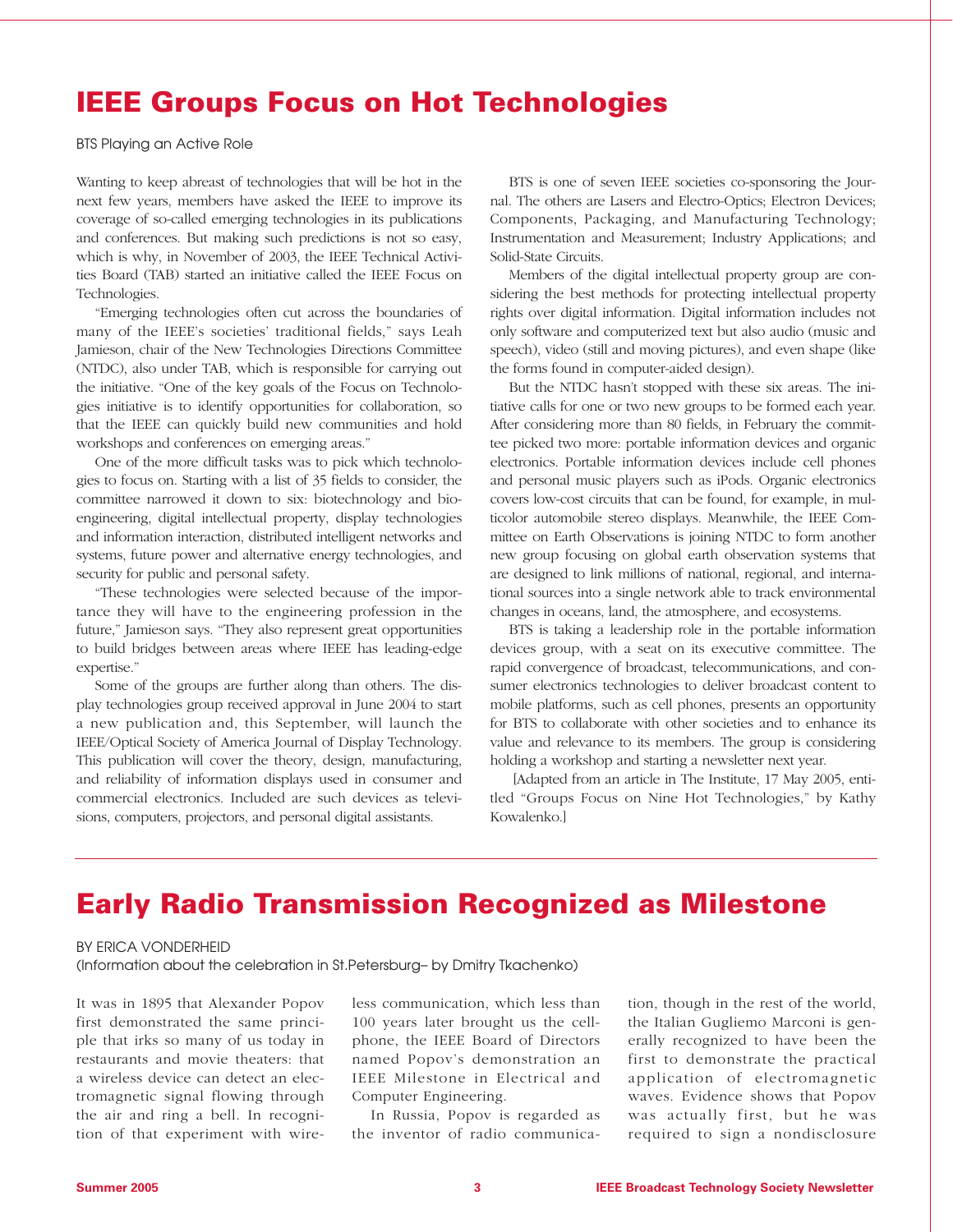# IEEE Groups Focus on Hot Technologies

BTS Playing an Active Role

Wanting to keep abreast of technologies that will be hot in the next few years, members have asked the IEEE to improve its coverage of so-called emerging technologies in its publications and conferences. But making such predictions is not so easy, which is why, in November of 2003, the IEEE Technical Activities Board (TAB) started an initiative called the IEEE Focus on Technologies.

"Emerging technologies often cut across the boundaries of many of the IEEE's societies' traditional fields," says Leah Jamieson, chair of the New Technologies Directions Committee (NTDC), also under TAB, which is responsible for carrying out the initiative. "One of the key goals of the Focus on Technologies initiative is to identify opportunities for collaboration, so that the IEEE can quickly build new communities and hold workshops and conferences on emerging areas."

One of the more difficult tasks was to pick which technologies to focus on. Starting with a list of 35 fields to consider, the committee narrowed it down to six: biotechnology and bioengineering, digital intellectual property, display technologies and information interaction, distributed intelligent networks and systems, future power and alternative energy technologies, and security for public and personal safety.

"These technologies were selected because of the importance they will have to the engineering profession in the future," Jamieson says. "They also represent great opportunities to build bridges between areas where IEEE has leading-edge expertise."

Some of the groups are further along than others. The display technologies group received approval in June 2004 to start a new publication and, this September, will launch the IEEE/Optical Society of America Journal of Display Technology. This publication will cover the theory, design, manufacturing, and reliability of information displays used in consumer and commercial electronics. Included are such devices as televisions, computers, projectors, and personal digital assistants.

BTS is one of seven IEEE societies co-sponsoring the Journal. The others are Lasers and Electro-Optics; Electron Devices; Components, Packaging, and Manufacturing Technology; Instrumentation and Measurement; Industry Applications; and Solid-State Circuits.

Members of the digital intellectual property group are considering the best methods for protecting intellectual property rights over digital information. Digital information includes not only software and computerized text but also audio (music and speech), video (still and moving pictures), and even shape (like the forms found in computer-aided design).

But the NTDC hasn't stopped with these six areas. The initiative calls for one or two new groups to be formed each year. After considering more than 80 fields, in February the committee picked two more: portable information devices and organic electronics. Portable information devices include cell phones and personal music players such as iPods. Organic electronics covers low-cost circuits that can be found, for example, in multicolor automobile stereo displays. Meanwhile, the IEEE Committee on Earth Observations is joining NTDC to form another new group focusing on global earth observation systems that are designed to link millions of national, regional, and international sources into a single network able to track environmental changes in oceans, land, the atmosphere, and ecosystems.

BTS is taking a leadership role in the portable information devices group, with a seat on its executive committee. The rapid convergence of broadcast, telecommunications, and consumer electronics technologies to deliver broadcast content to mobile platforms, such as cell phones, presents an opportunity for BTS to collaborate with other societies and to enhance its value and relevance to its members. The group is considering holding a workshop and starting a newsletter next year.

[Adapted from an article in The Institute, 17 May 2005, entitled "Groups Focus on Nine Hot Technologies," by Kathy Kowalenko.]

# Early Radio Transmission Recognized as Milestone

BY ERICA VONDERHEID
(Information about the celebration in St.Petersburg– by Dmitry Tkachenko)

It was in 1895 that Alexander Popov first demonstrated the same principle that irks so many of us today in restaurants and movie theaters: that a wireless device can detect an electromagnetic signal flowing through the air and ring a bell. In recognition of that experiment with wireless communication, which less than 100 years later brought us the cellphone, the IEEE Board of Directors named Popov's demonstration an IEEE Milestone in Electrical and Computer Engineering.

In Russia, Popov is regarded as the inventor of radio communication, though in the rest of the world, the Italian Gugliemo Marconi is generally recognized to have been the first to demonstrate the practical application of electromagnetic waves. Evidence shows that Popov was actually first, but he was required to sign a nondisclosure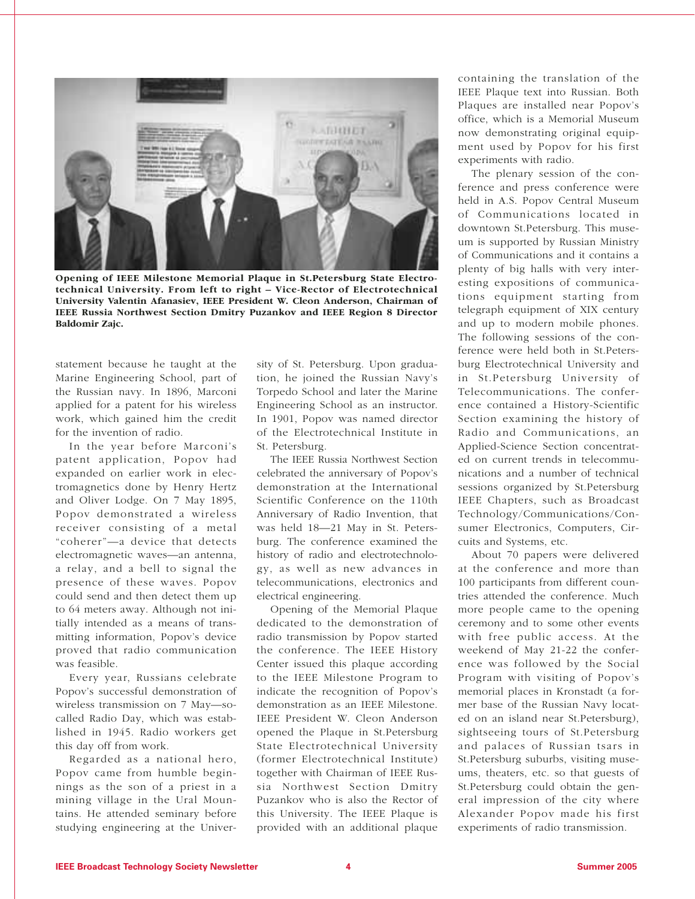**Opening of IEEE Milestone Memorial Plaque in St.Petersburg State Electrotechnical University. From left to right – Vice-Rector of Electrotechnical University Valentin Afanasiev, IEEE President W. Cleon Anderson, Chairman of IEEE Russia Northwest Section Dmitry Puzankov and IEEE Region 8 Director Baldomir Zajc.**

statement because he taught at the Marine Engineering School, part of the Russian navy. In 1896, Marconi applied for a patent for his wireless work, which gained him the credit for the invention of radio.

In the year before Marconi's patent application, Popov had expanded on earlier work in electromagnetics done by Henry Hertz and Oliver Lodge. On 7 May 1895, Popov demonstrated a wireless receiver consisting of a metal "coherer"—a device that detects electromagnetic waves—an antenna, a relay, and a bell to signal the presence of these waves. Popov could send and then detect them up to 64 meters away. Although not initially intended as a means of transmitting information, Popov's device proved that radio communication was feasible.

Every year, Russians celebrate Popov's successful demonstration of wireless transmission on 7 May—so-called Radio Day, which was established in 1945. Radio workers get this day off from work.

Regarded as a national hero, Popov came from humble beginnings as the son of a priest in a mining village in the Ural Mountains. He attended seminary before studying engineering at the University of St. Petersburg. Upon graduation, he joined the Russian Navy's Torpedo School and later the Marine Engineering School as an instructor. In 1901, Popov was named director of the Electrotechnical Institute in St. Petersburg.

The IEEE Russia Northwest Section celebrated the anniversary of Popov's demonstration at the International Scientific Conference on the 110th Anniversary of Radio Invention, that was held 18—21 May in St. Petersburg. The conference examined the history of radio and electrotechnology, as well as new advances in telecommunications, electronics and electrical engineering.

Opening of the Memorial Plaque dedicated to the demonstration of radio transmission by Popov started the conference. The IEEE History Center issued this plaque according to the IEEE Milestone Program to indicate the recognition of Popov's demonstration as an IEEE Milestone. IEEE President W. Cleon Anderson opened the Plaque in St.Petersburg State Electrotechnical University (former Electrotechnical Institute) together with Chairman of IEEE Russia Northwest Section Dmitry Puzankov who is also the Rector of this University. The IEEE Plaque is provided with an additional plaque containing the translation of the IEEE Plaque text into Russian. Both Plaques are installed near Popov's office, which is a Memorial Museum now demonstrating original equipment used by Popov for his first experiments with radio.

The plenary session of the conference and press conference were held in A.S. Popov Central Museum of Communications located in downtown St.Petersburg. This museum is supported by Russian Ministry of Communications and it contains a plenty of big halls with very interesting expositions of communications equipment starting from telegraph equipment of XIX century and up to modern mobile phones. The following sessions of the conference were held both in St.Petersburg Electrotechnical University and in St.Petersburg University of Telecommunications. The conference contained a History-Scientific Section examining the history of Radio and Communications, an Applied-Science Section concentrated on current trends in telecommunications and a number of technical sessions organized by St.Petersburg IEEE Chapters, such as Broadcast Technology/Communications/Consumer Electronics, Computers, Circuits and Systems, etc.

About 70 papers were delivered at the conference and more than 100 participants from different countries attended the conference. Much more people came to the opening ceremony and to some other events with free public access. At the weekend of May 21-22 the conference was followed by the Social Program with visiting of Popov's memorial places in Kronstadt (a former base of the Russian Navy located on an island near St.Petersburg), sightseeing tours of St.Petersburg and palaces of Russian tsars in St.Petersburg suburbs, visiting museums, theaters, etc. so that guests of St.Petersburg could obtain the general impression of the city where Alexander Popov made his first experiments of radio transmission.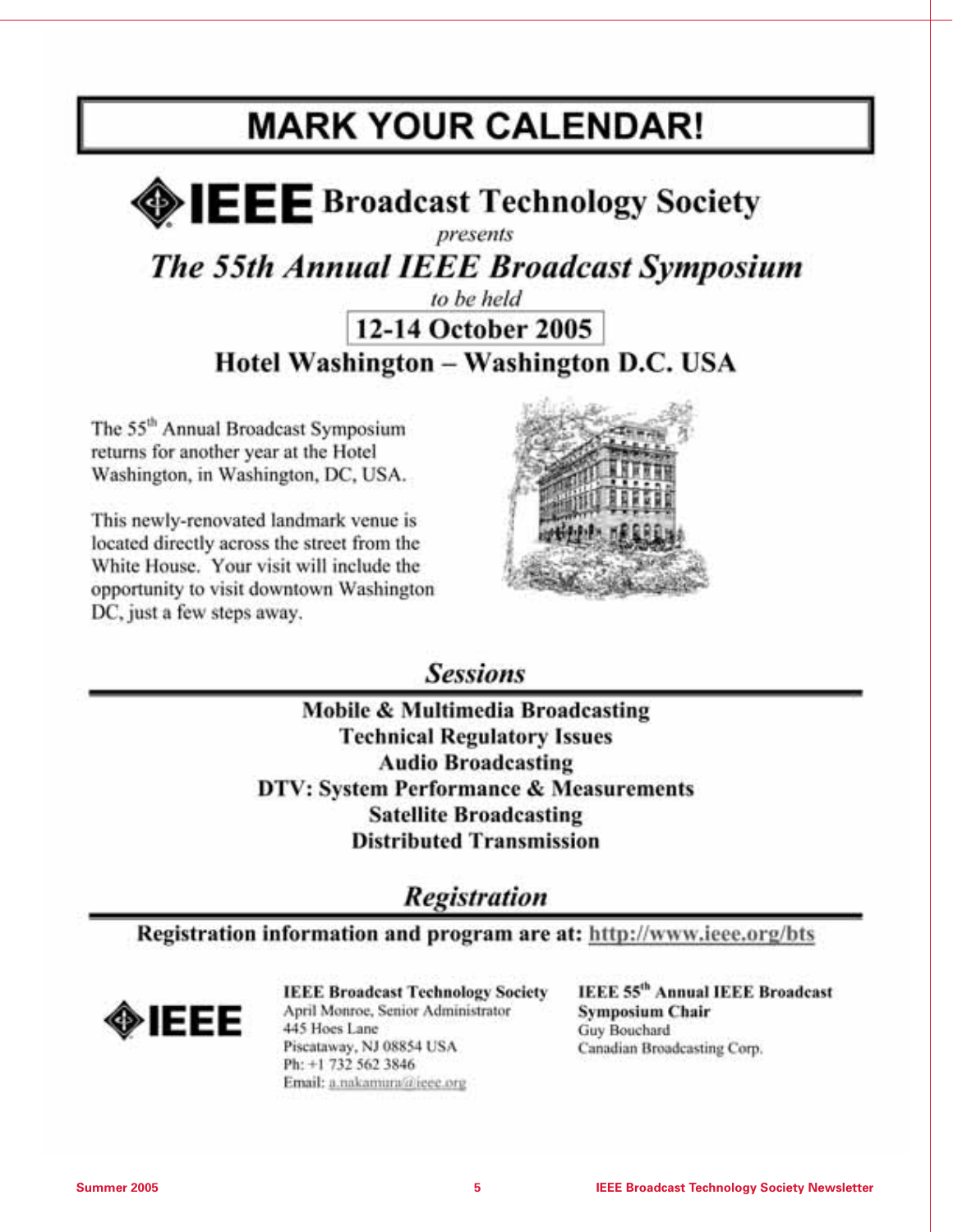# MARK YOUR CALENDAR!

## IEEE Broadcast Technology Society

*presents*

## *The 55th Annual IEEE Broadcast Symposium*

*to be held*

**12-14 October 2005**

**Hotel Washington – Washington D.C. USA**

The 55th Annual Broadcast Symposium returns for another year at the Hotel Washington, in Washington, DC, USA.

This newly-renovated landmark venue is located directly across the street from the White House. Your visit will include the opportunity to visit downtown Washington DC, just a few steps away.

## *Sessions*

**Mobile & Multimedia Broadcasting**
**Technical Regulatory Issues**
**Audio Broadcasting**
**DTV: System Performance & Measurements**
**Satellite Broadcasting**
**Distributed Transmission**

## *Registration*

**Registration information and program are at: http://www.ieee.org/bts**

**IEEE Broadcast Technology Society**
April Monroe, Senior Administrator
445 Hoes Lane
Piscataway, NJ 08854 USA
Ph: +1 732 562 3846
Email: a.nakamura@ieee.org

**IEEE 55th Annual IEEE Broadcast Symposium Chair**
Guy Bouchard
Canadian Broadcasting Corp.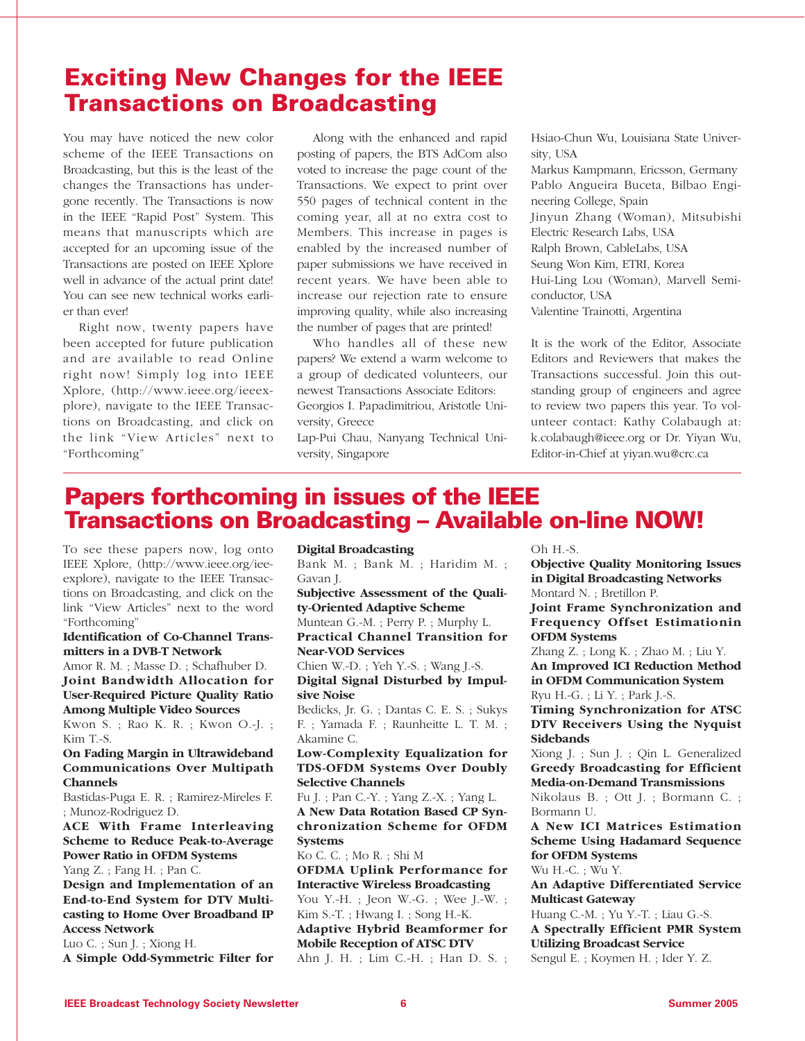# Exciting New Changes for the IEEE Transactions on Broadcasting

You may have noticed the new color scheme of the IEEE Transactions on Broadcasting, but this is the least of the changes the Transactions has undergone recently. The Transactions is now in the IEEE "Rapid Post" System. This means that manuscripts which are accepted for an upcoming issue of the Transactions are posted on IEEE Xplore well in advance of the actual print date! You can see new technical works earlier than ever!

Right now, twenty papers have been accepted for future publication and are available to read Online right now! Simply log into IEEE Xplore, (http://www.ieee.org/ieeexplore), navigate to the IEEE Transactions on Broadcasting, and click on the link "View Articles" next to "Forthcoming"

Along with the enhanced and rapid posting of papers, the BTS AdCom also voted to increase the page count of the Transactions. We expect to print over 550 pages of technical content in the coming year, all at no extra cost to Members. This increase in pages is enabled by the increased number of paper submissions we have received in recent years. We have been able to increase our rejection rate to ensure improving quality, while also increasing the number of pages that are printed!

Who handles all of these new papers? We extend a warm welcome to a group of dedicated volunteers, our newest Transactions Associate Editors:

Georgios I. Papadimitriou, Aristotle University, Greece
Lap-Pui Chau, Nanyang Technical University, Singapore
Hsiao-Chun Wu, Louisiana State University, USA
Markus Kampmann, Ericsson, Germany
Pablo Angueira Buceta, Bilbao Engineering College, Spain
Jinyun Zhang (Woman), Mitsubishi Electric Research Labs, USA
Ralph Brown, CableLabs, USA
Seung Won Kim, ETRI, Korea
Hui-Ling Lou (Woman), Marvell Semiconductor, USA
Valentine Trainotti, Argentina

It is the work of the Editor, Associate Editors and Reviewers that makes the Transactions successful. Join this outstanding group of engineers and agree to review two papers this year. To volunteer contact: Kathy Colabaugh at: k.colabaugh@ieee.org or Dr. Yiyan Wu, Editor-in-Chief at yiyan.wu@crc.ca

# Papers forthcoming in issues of the IEEE Transactions on Broadcasting – Available on-line NOW!

To see these papers now, log onto IEEE Xplore, (http://www.ieee.org/ieeexplore), navigate to the IEEE Transactions on Broadcasting, and click on the link "View Articles" next to the word "Forthcoming"

**Identification of Co-Channel Transmitters in a DVB-T Network**
Amor R. M. ; Masse D. ; Schafhuber D.

**Joint Bandwidth Allocation for User-Required Picture Quality Ratio Among Multiple Video Sources**
Kwon S. ; Rao K. R. ; Kwon O.-J. ; Kim T.-S.

**On Fading Margin in Ultrawideband Communications Over Multipath Channels**
Bastidas-Puga E. R. ; Ramirez-Mireles F. ; Munoz-Rodriguez D.

**ACE With Frame Interleaving Scheme to Reduce Peak-to-Average Power Ratio in OFDM Systems**
Yang Z. ; Fang H. ; Pan C.

**Design and Implementation of an End-to-End System for DTV Multicasting to Home Over Broadband IP Access Network**
Luo C. ; Sun J. ; Xiong H.

**A Simple Odd-Symmetric Filter for Digital Broadcasting**
Bank M. ; Bank M. ; Haridim M. ; Gavan J.

**Subjective Assessment of the Quality-Oriented Adaptive Scheme**
Muntean G.-M. ; Perry P. ; Murphy L.

**Practical Channel Transition for Near-VOD Services**
Chien W.-D. ; Yeh Y.-S. ; Wang J.-S.

**Digital Signal Disturbed by Impulsive Noise**
Bedicks, Jr. G. ; Dantas C. E. S. ; Sukys F. ; Yamada F. ; Raunheitte L. T. M. ; Akamine C.

**Low-Complexity Equalization for TDS-OFDM Systems Over Doubly Selective Channels**
Fu J. ; Pan C.-Y. ; Yang Z.-X. ; Yang L.

**A New Data Rotation Based CP Synchronization Scheme for OFDM Systems**
Ko C. C. ; Mo R. ; Shi M

**OFDMA Uplink Performance for Interactive Wireless Broadcasting**
You Y.-H. ; Jeon W.-G. ; Wee J.-W. ; Kim S.-T. ; Hwang I. ; Song H.-K.

**Adaptive Hybrid Beamformer for Mobile Reception of ATSC DTV**
Ahn J. H. ; Lim C.-H. ; Han D. S. ; Oh H.-S.

**Objective Quality Monitoring Issues in Digital Broadcasting Networks**
Montard N. ; Bretillon P.

**Joint Frame Synchronization and Frequency Offset Estimationin OFDM Systems**
Zhang Z. ; Long K. ; Zhao M. ; Liu Y.

**An Improved ICI Reduction Method in OFDM Communication System**
Ryu H.-G. ; Li Y. ; Park J.-S.

**Timing Synchronization for ATSC DTV Receivers Using the Nyquist Sidebands**
Xiong J. ; Sun J. ; Qin L. Generalized

**Greedy Broadcasting for Efficient Media-on-Demand Transmissions**
Nikolaus B. ; Ott J. ; Bormann C. ; Bormann U.

**A New ICI Matrices Estimation Scheme Using Hadamard Sequence for OFDM Systems**
Wu H.-C. ; Wu Y.

**An Adaptive Differentiated Service Multicast Gateway**
Huang C.-M. ; Yu Y.-T. ; Liau G.-S.

**A Spectrally Efficient PMR System Utilizing Broadcast Service**
Sengul E. ; Koymen H. ; Ider Y. Z.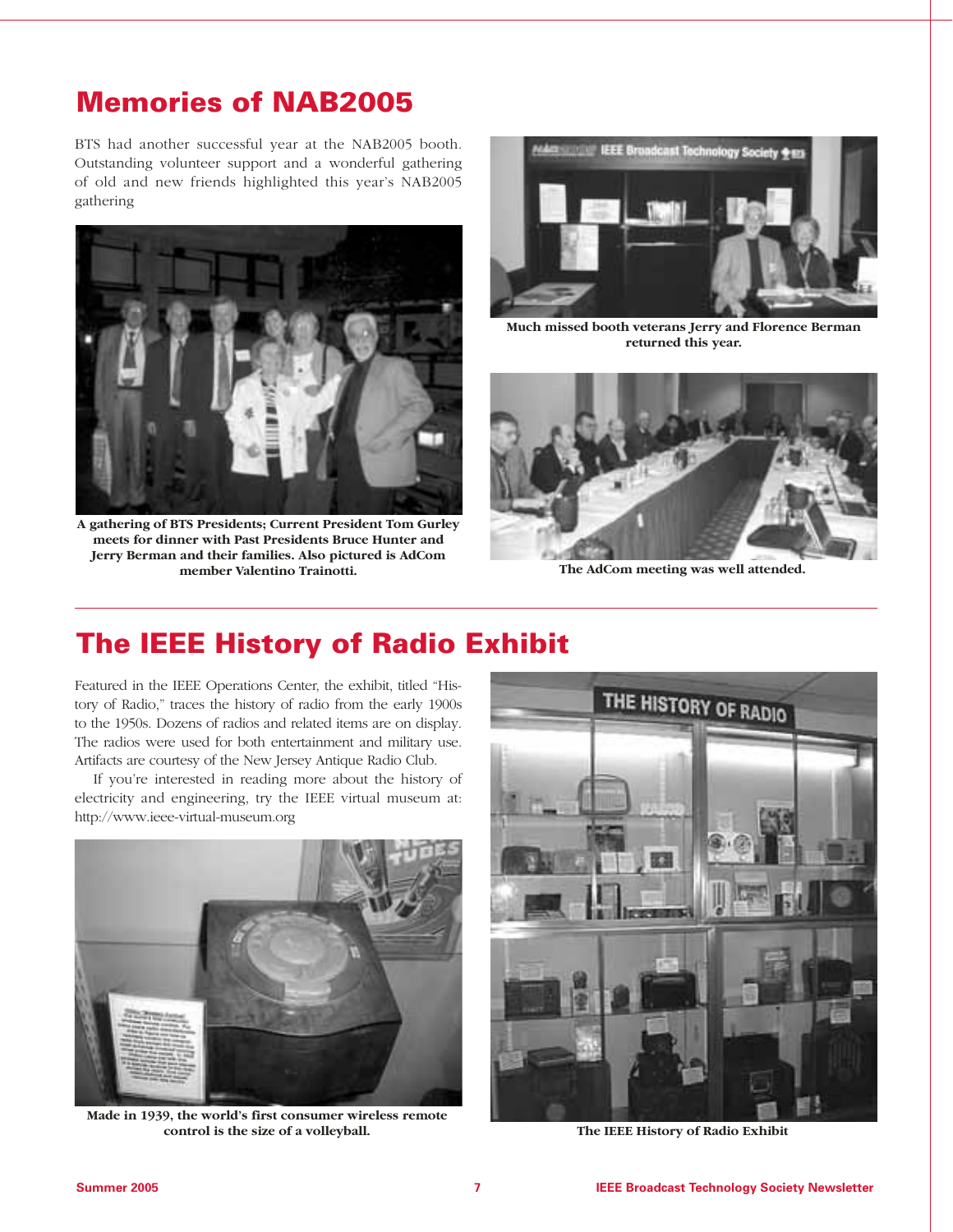# Memories of NAB2005

BTS had another successful year at the NAB2005 booth. Outstanding volunteer support and a wonderful gathering of old and new friends highlighted this year's NAB2005 gathering

**A gathering of BTS Presidents; Current President Tom Gurley meets for dinner with Past Presidents Bruce Hunter and Jerry Berman and their families. Also pictured is AdCom member Valentino Trainotti.**

**Much missed booth veterans Jerry and Florence Berman returned this year.**

**The AdCom meeting was well attended.**

# The IEEE History of Radio Exhibit

Featured in the IEEE Operations Center, the exhibit, titled "History of Radio," traces the history of radio from the early 1900s to the 1950s. Dozens of radios and related items are on display. The radios were used for both entertainment and military use. Artifacts are courtesy of the New Jersey Antique Radio Club.

If you're interested in reading more about the history of electricity and engineering, try the IEEE virtual museum at: http://www.ieee-virtual-museum.org

**Made in 1939, the world's first consumer wireless remote control is the size of a volleyball.**

**The IEEE History of Radio Exhibit**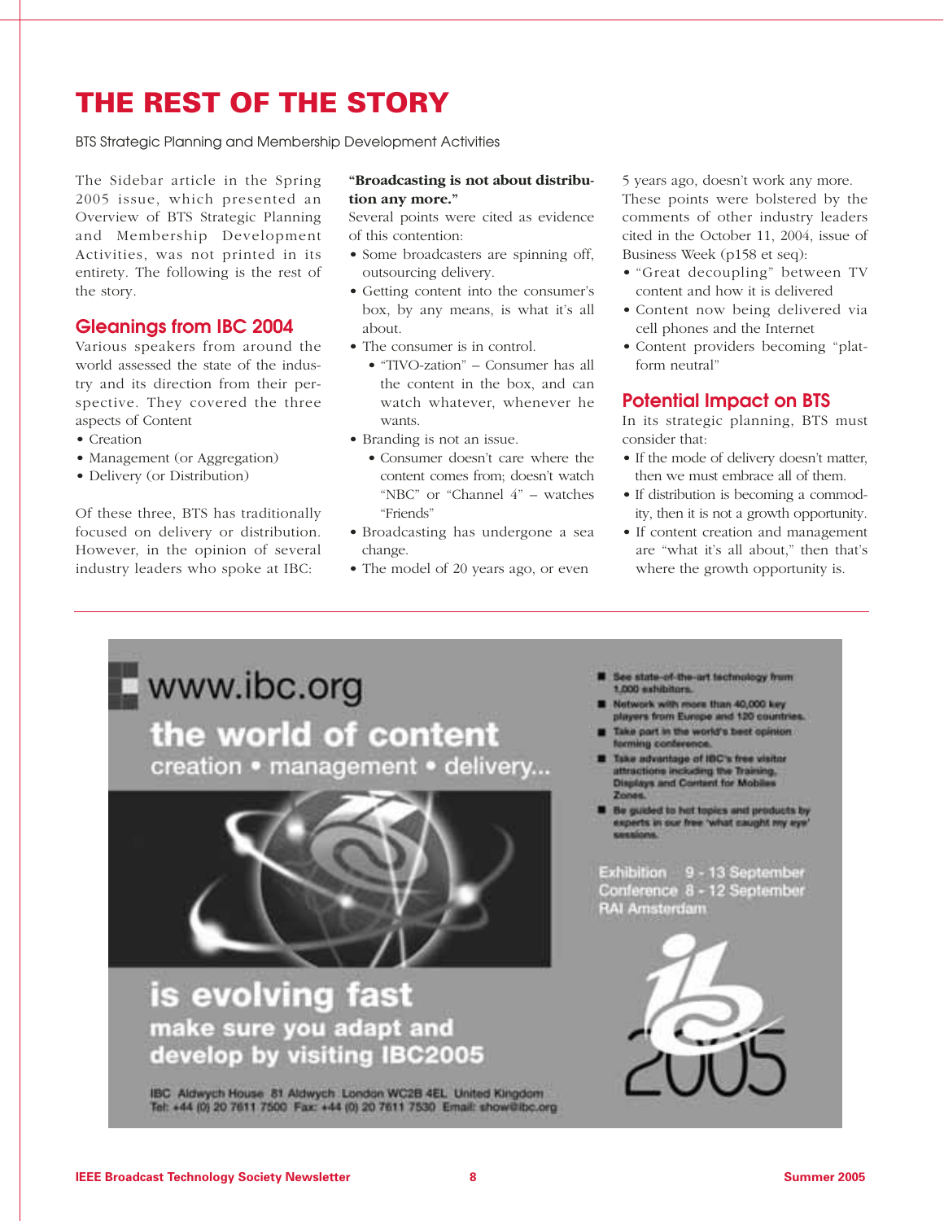# THE REST OF THE STORY

BTS Strategic Planning and Membership Development Activities

The Sidebar article in the Spring 2005 issue, which presented an Overview of BTS Strategic Planning and Membership Development Activities, was not printed in its entirety. The following is the rest of the story.

## Gleanings from IBC 2004

Various speakers from around the world assessed the state of the industry and its direction from their perspective. They covered the three aspects of Content

- Creation
- Management (or Aggregation)
- Delivery (or Distribution)

Of these three, BTS has traditionally focused on delivery or distribution. However, in the opinion of several industry leaders who spoke at IBC:

**"Broadcasting is not about distribution any more."**

Several points were cited as evidence of this contention:

- Some broadcasters are spinning off, outsourcing delivery.
- Getting content into the consumer's box, by any means, is what it's all about.
- The consumer is in control.
  - "TIVO-zation" – Consumer has all the content in the box, and can watch whatever, whenever he wants.
- Branding is not an issue.
  - Consumer doesn't care where the content comes from; doesn't watch "NBC" or "Channel 4" – watches "Friends"
- Broadcasting has undergone a sea change.
- The model of 20 years ago, or even 5 years ago, doesn't work any more.

These points were bolstered by the comments of other industry leaders cited in the October 11, 2004, issue of Business Week (p158 et seq):

- "Great decoupling" between TV content and how it is delivered
- Content now being delivered via cell phones and the Internet
- Content providers becoming "platform neutral"

## Potential Impact on BTS

In its strategic planning, BTS must consider that:

- If the mode of delivery doesn't matter, then we must embrace all of them.
- If distribution is becoming a commodity, then it is not a growth opportunity.
- If content creation and management are "what it's all about," then that's where the growth opportunity is.

---

www.ibc.org

**the world of content**
creation • management • delivery...

**is evolving fast**
**make sure you adapt and develop by visiting IBC2005**

- See state-of-the-art technology from 1,000 exhibitors.
- Network with more than 40,000 key players from Europe and 120 countries.
- Take part in the world's best opinion forming conference.
- Take advantage of IBC's free visitor attractions including the Training, Displays and Content for Mobiles Zones.
- Be guided to hot topics and products by experts in our free 'what caught my eye' sessions.

Exhibition 9 - 13 September
Conference 8 - 12 September
RAI Amsterdam

IBC Aldwych House 81 Aldwych London WC2B 4EL United Kingdom
Tel: +44 (0) 20 7611 7500 Fax: +44 (0) 20 7611 7530 Email: show@ibc.org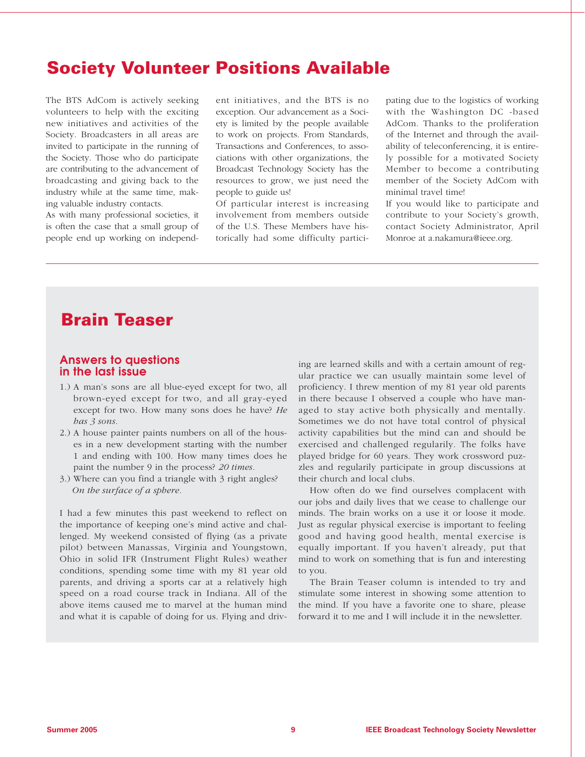# Society Volunteer Positions Available

The BTS AdCom is actively seeking volunteers to help with the exciting new initiatives and activities of the Society. Broadcasters in all areas are invited to participate in the running of the Society. Those who do participate are contributing to the advancement of broadcasting and giving back to the industry while at the same time, making valuable industry contacts.

As with many professional societies, it is often the case that a small group of people end up working on independent initiatives, and the BTS is no exception. Our advancement as a Society is limited by the people available to work on projects. From Standards, Transactions and Conferences, to associations with other organizations, the Broadcast Technology Society has the resources to grow, we just need the people to guide us!

Of particular interest is increasing involvement from members outside of the U.S. These Members have historically had some difficulty participating due to the logistics of working with the Washington DC -based AdCom. Thanks to the proliferation of the Internet and through the availability of teleconferencing, it is entirely possible for a motivated Society Member to become a contributing member of the Society AdCom with minimal travel time!

If you would like to participate and contribute to your Society's growth, contact Society Administrator, April Monroe at a.nakamura@ieee.org.

# Brain Teaser

## Answers to questions in the last issue

1.) A man's sons are all blue-eyed except for two, all brown-eyed except for two, and all gray-eyed except for two. How many sons does he have? *He has 3 sons.*

2.) A house painter paints numbers on all of the houses in a new development starting with the number 1 and ending with 100. How many times does he paint the number 9 in the process? *20 times.*

3.) Where can you find a triangle with 3 right angles? *On the surface of a sphere.*

I had a few minutes this past weekend to reflect on the importance of keeping one's mind active and challenged. My weekend consisted of flying (as a private pilot) between Manassas, Virginia and Youngstown, Ohio in solid IFR (Instrument Flight Rules) weather conditions, spending some time with my 81 year old parents, and driving a sports car at a relatively high speed on a road course track in Indiana. All of the above items caused me to marvel at the human mind and what it is capable of doing for us. Flying and driving are learned skills and with a certain amount of regular practice we can usually maintain some level of proficiency. I threw mention of my 81 year old parents in there because I observed a couple who have managed to stay active both physically and mentally. Sometimes we do not have total control of physical activity capabilities but the mind can and should be exercised and challenged regularly. The folks have played bridge for 60 years. They work crossword puzzles and regularly participate in group discussions at their church and local clubs.

How often do we find ourselves complacent with our jobs and daily lives that we cease to challenge our minds. The brain works on a use it or loose it mode. Just as regular physical exercise is important to feeling good and having good health, mental exercise is equally important. If you haven't already, put that mind to work on something that is fun and interesting to you.

The Brain Teaser column is intended to try and stimulate some interest in showing some attention to the mind. If you have a favorite one to share, please forward it to me and I will include it in the newsletter.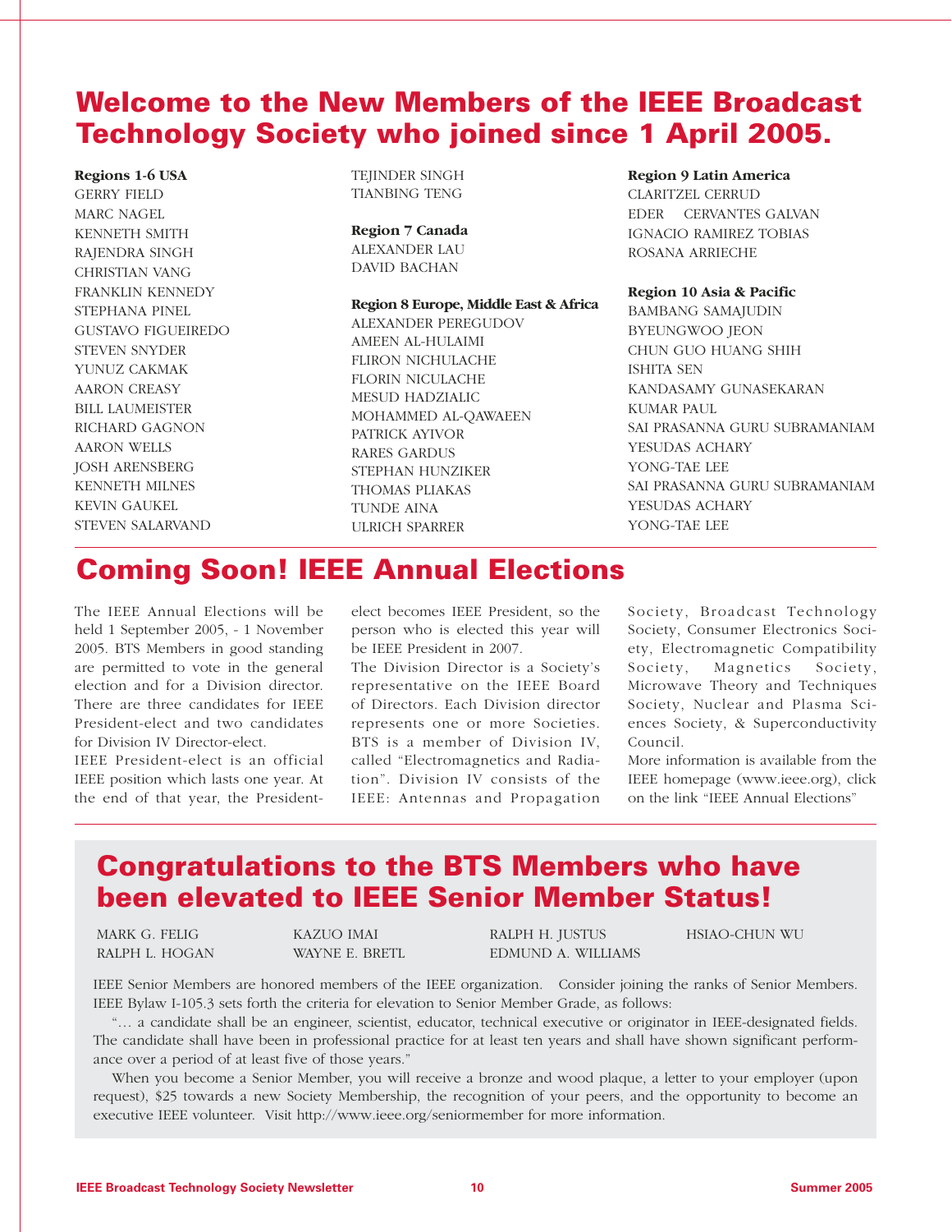# Welcome to the New Members of the IEEE Broadcast Technology Society who joined since 1 April 2005.

**Regions 1-6 USA**

GERRY FIELD
MARC NAGEL
KENNETH SMITH
RAJENDRA SINGH
CHRISTIAN VANG
FRANKLIN KENNEDY
STEPHANA PINEL
GUSTAVO FIGUEIREDO
STEVEN SNYDER
YUNUZ CAKMAK
AARON CREASY
BILL LAUMEISTER
RICHARD GAGNON
AARON WELLS
JOSH ARENSBERG
KENNETH MILNES
KEVIN GAUKEL
STEVEN SALARVAND
TEJINDER SINGH
TIANBING TENG

**Region 7 Canada**

ALEXANDER LAU
DAVID BACHAN

**Region 8 Europe, Middle East & Africa**

ALEXANDER PEREGUDOV
AMEEN AL-HULAIMI
FLIRON NICHULACHE
FLORIN NICULACHE
MESUD HADZIALIC
MOHAMMED AL-QAWAEEN
PATRICK AYIVOR
RARES GARDUS
STEPHAN HUNZIKER
THOMAS PLIAKAS
TUNDE AINA
ULRICH SPARRER

**Region 9 Latin America**

CLARITZEL CERRUD
EDER CERVANTES GALVAN
IGNACIO RAMIREZ TOBIAS
ROSANA ARRIECHE

**Region 10 Asia & Pacific**

BAMBANG SAMAJUDIN
BYEUNGWOO JEON
CHUN GUO HUANG SHIH
ISHITA SEN
KANDASAMY GUNASEKARAN
KUMAR PAUL
SAI PRASANNA GURU SUBRAMANIAM
YESUDAS ACHARY
YONG-TAE LEE
SAI PRASANNA GURU SUBRAMANIAM
YESUDAS ACHARY
YONG-TAE LEE

# Coming Soon! IEEE Annual Elections

The IEEE Annual Elections will be held 1 September 2005, - 1 November 2005. BTS Members in good standing are permitted to vote in the general election and for a Division director. There are three candidates for IEEE President-elect and two candidates for Division IV Director-elect.

IEEE President-elect is an official IEEE position which lasts one year. At the end of that year, the President-elect becomes IEEE President, so the person who is elected this year will be IEEE President in 2007.

The Division Director is a Society's representative on the IEEE Board of Directors. Each Division director represents one or more Societies. BTS is a member of Division IV, called "Electromagnetics and Radiation". Division IV consists of the IEEE: Antennas and Propagation Society, Broadcast Technology Society, Consumer Electronics Society, Electromagnetic Compatibility Society, Magnetics Society, Microwave Theory and Techniques Society, Nuclear and Plasma Sciences Society, & Superconductivity Council.

More information is available from the IEEE homepage (www.ieee.org), click on the link "IEEE Annual Elections"

# Congratulations to the BTS Members who have been elevated to IEEE Senior Member Status!

MARK G. FELIG
RALPH L. HOGAN
KAZUO IMAI
WAYNE E. BRETL
RALPH H. JUSTUS
EDMUND A. WILLIAMS
HSIAO-CHUN WU

IEEE Senior Members are honored members of the IEEE organization. Consider joining the ranks of Senior Members. IEEE Bylaw I-105.3 sets forth the criteria for elevation to Senior Member Grade, as follows:

"… a candidate shall be an engineer, scientist, educator, technical executive or originator in IEEE-designated fields. The candidate shall have been in professional practice for at least ten years and shall have shown significant performance over a period of at least five of those years."

When you become a Senior Member, you will receive a bronze and wood plaque, a letter to your employer (upon request), $25 towards a new Society Membership, the recognition of your peers, and the opportunity to become an executive IEEE volunteer. Visit http://www.ieee.org/seniormember for more information.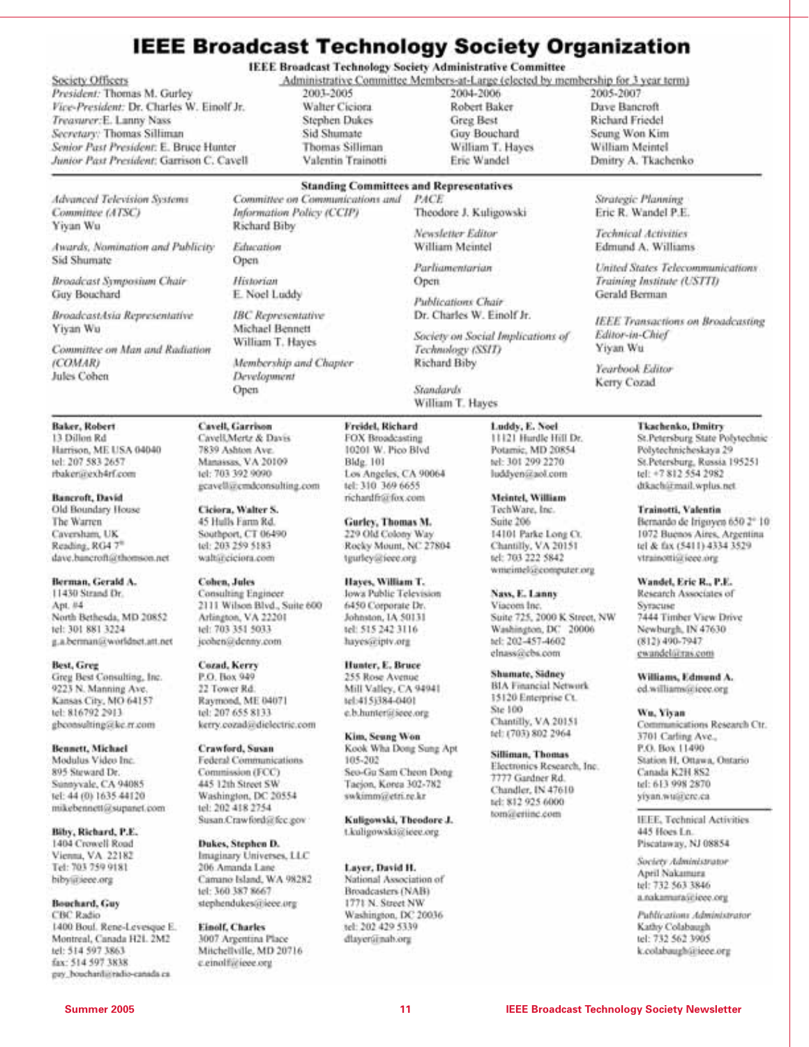# IEEE Broadcast Technology Society Organization

## IEEE Broadcast Technology Society Administrative Committee

**Society Officers**

*President:* Thomas M. Gurley
*Vice-President:* Dr. Charles W. Einolf Jr.
*Treasurer:* E. Lanny Nass
*Secretary:* Thomas Silliman
*Senior Past President:* E. Bruce Hunter
*Junior Past President:* Garrison C. Cavell

**Administrative Committee Members-at-Large (elected by membership for 3 year term)**

| 2003-2005 | 2004-2006 | 2005-2007 |
|---|---|---|
| Walter Ciciora | Robert Baker | Dave Bancroft |
| Stephen Dukes | Greg Best | Richard Friedel |
| Sid Shumate | Guy Bouchard | Seung Won Kim |
| Thomas Silliman | William T. Hayes | William Meintel |
| Valentin Trainotti | Eric Wandel | Dmitry A. Tkachenko |

## Standing Committees and Representatives

*Advanced Television Systems Committee (ATSC)*
Yiyan Wu

*Awards, Nomination and Publicity*
Sid Shumate

*Broadcast Symposium Chair*
Guy Bouchard

*BroadcastAsia Representative*
Yiyan Wu

*Committee on Man and Radiation (COMAR)*
Jules Cohen

*Committee on Communications and Information Policy (CCIP)*
Richard Biby

*Education*
Open

*Historian*
E. Noel Luddy

*IBC Representative*
Michael Bennett
William T. Hayes

*Membership and Chapter Development*
Open

*PACE*
Theodore J. Kuligowski

*Newsletter Editor*
William Meintel

*Parliamentarian*
Open

*Publications Chair*
Dr. Charles W. Einolf Jr.

*Society on Social Implications of Technology (SSIT)*
Richard Biby

*Standards*
William T. Hayes

*Strategic Planning*
Eric R. Wandel P.E.

*Technical Activities*
Edmund A. Williams

*United States Telecommunications Training Institute (USTTI)*
Gerald Berman

*IEEE Transactions on Broadcasting Editor-in-Chief*
Yiyan Wu

*Yearbook Editor*
Kerry Cozad

---

**Baker, Robert**
13 Dillon Rd
Harrison, ME USA 04040
tel: 207 583 2657
rbaker@exh4rf.com

**Bancroft, David**
Old Boundary House
The Warren
Caversham, UK
Reading, RG4 7*
dave.bancroft@thomson.net

**Berman, Gerald A.**
11430 Strand Dr.
Apt. #4
North Bethesda, MD 20852
tel: 301 881 3224
g.a.berman@worldnet.att.net

**Best, Greg**
Greg Best Consulting, Inc.
9223 N. Manning Ave.
Kansas City, MO 64157
tel: 816792 2913
gbconsulting@kc.rr.com

**Bennett, Michael**
Modulus Video Inc.
895 Steward Dr.
Sunnyvale, CA 94085
tel: 44 (0) 1635 44120
mikebennett@supanet.com

**Biby, Richard, P.E.**
1404 Crowell Road
Vienna, VA 22182
Tel: 703 759 9181
biby@ieee.org

**Bouchard, Guy**
CBC Radio
1400 Boul. Rene-Levesque E.
Montreal, Canada H2L 2M2
tel: 514 597 3863
fax: 514 597 3838
guy_bouchard@radio-canada.ca

**Cavell, Garrison**
Cavell,Mertz & Davis
7839 Ashton Ave.
Manassas, VA 20109
tel: 703 392 9090
gcavell@cmdconsulting.com

**Ciciora, Walter S.**
45 Hulls Farm Rd.
Southport, CT 06490
tel: 203 259 5183
walt@ciciora.com

**Cohen, Jules**
Consulting Engineer
2111 Wilson Blvd., Suite 600
Arlington, VA 22201
tel: 703 351 5033
jcohen@denny.com

**Cozad, Kerry**
P.O. Box 949
22 Tower Rd.
Raymond, ME 04071
tel: 207 655 8133
kerry.cozad@dielectric.com

**Crawford, Susan**
Federal Communications Commission (FCC)
445 12th Street SW
Washington, DC 20554
tel: 202 418 2754
Susan.Crawford@fcc.gov

**Dukes, Stephen D.**
Imaginary Universes, LLC
206 Amanda Lane
Camano Island, WA 98282
tel: 360 387 8667
stephendukes@ieee.org

**Einolf, Charles**
3007 Argentina Place
Mitchellville, MD 20716
c.einolf@ieee.org

**Freidel, Richard**
FOX Broadcasting
10201 W. Pico Blvd
Bldg. 101
Los Angeles, CA 90064
tel: 310 369 6655
richardfr@fox.com

**Gurley, Thomas M.**
229 Old Colony Way
Rocky Mount, NC 27804
tgurley@ieee.org

**Hayes, William T.**
Iowa Public Television
6450 Corporate Dr.
Johnston, IA 50131
tel: 515 242 3116
hayes@iptv.org

**Hunter, E. Bruce**
255 Rose Avenue
Mill Valley, CA 94941
tel:415)384-0401
e.b.hunter@ieee.org

**Kim, Seung Won**
Kook Wha Dong Sung Apt
105-202
Seo-Gu Sam Cheon Dong
Taejon, Korea 302-782
swkimm@etri.re.kr

**Kuligowski, Theodore J.**
t.kuligowski@ieee.org

**Layer, David H.**
National Association of Broadcasters (NAB)
1771 N. Street NW
Washington, DC 20036
tel: 202 429 5339
dlayer@nab.org

**Luddy, E. Noel**
11121 Hurdle Hill Dr.
Potamic, MD 20854
tel: 301 299 2270
luddyen@aol.com

**Meintel, William**
TechWare, Inc.
Suite 206
14101 Parke Long Ct.
Chantilly, VA 20151
tel: 703 222 5842
wmeintel@computer.org

**Nass, E. Lanny**
Viacom Inc.
Suite 725, 2000 K Street, NW
Washington, DC 20006
tel: 202-457-4602
elnass@cbs.com

**Shumate, Sidney**
BIA Financial Network
15120 Enterprise Ct.
Ste 100
Chantilly, VA 20151
tel: (703) 802 2964

**Silliman, Thomas**
Electronics Research, Inc.
7777 Gardner Rd.
Chandler, IN 47610
tel: 812 925 6000
tom@eriinc.com

**Tkachenko, Dmitry**
St.Petersburg State Polytechnic
Polytechnicheskaya 29
St.Petersburg, Russia 195251
tel: +7 812 554 2982
dtkach@mail.wplus.net

**Trainotti, Valentin**
Bernardo de Irigoyen 650 2° 10
1072 Buenos Aires, Argentina
tel & fax (5411) 4334 3529
vtrainotti@ieee.org

**Wandel, Eric R., P.E.**
Research Associates of Syracuse
7444 Timber View Drive
Newburgh, IN 47630
(812) 490-7947
ewandel@ras.com

**Williams, Edmund A.**
ed.williams@ieee.org

**Wu, Yiyan**
Communications Research Ctr.
3701 Carling Ave.,
P.O. Box 11490
Station H, Ottawa, Ontario
Canada K2H 8S2
tel: 613 998 2870
yiyan.wu@crc.ca

---

IEEE, Technical Activities
445 Hoes Ln.
Piscataway, NJ 08854

*Society Administrator*
April Nakamura
tel: 732 563 3846
a.nakamura@ieee.org

*Publications Administrator*
Kathy Colabaugh
tel: 732 562 3905
k.colabaugh@ieee.org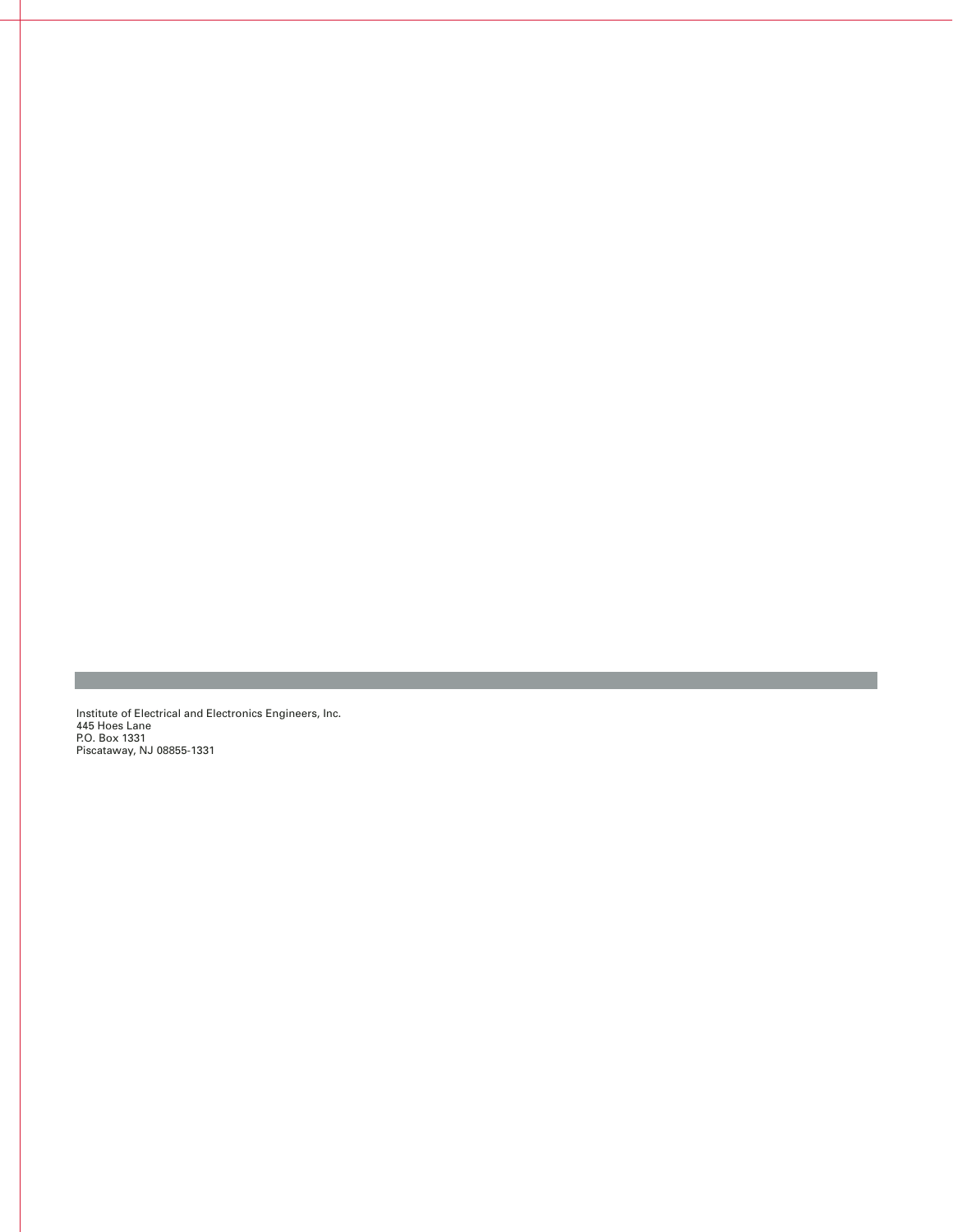Institute of Electrical and Electronics Engineers, Inc.
445 Hoes Lane
P.O. Box 1331
Piscataway, NJ 08855-1331